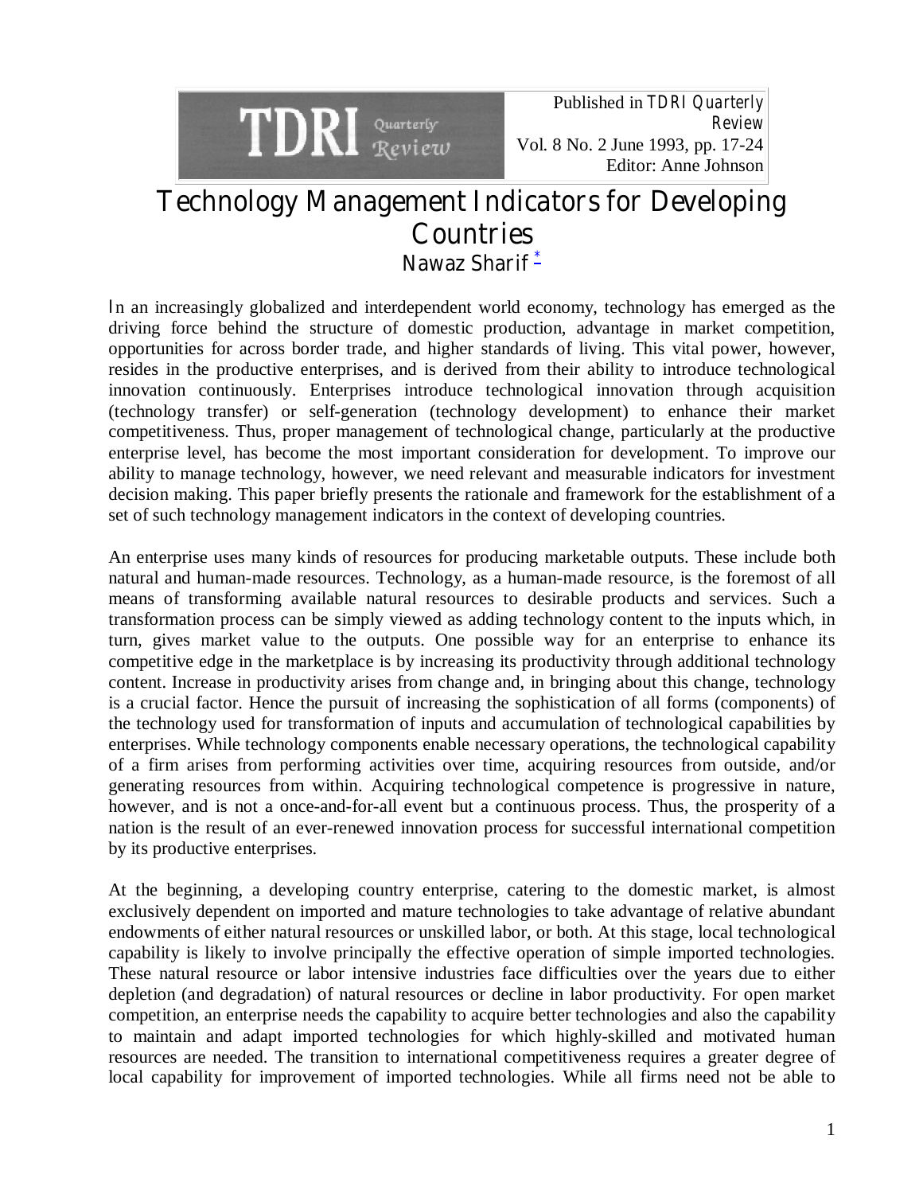Published in *TDRI Quarterly Review*
Vol. 8 No. 2 June 1993, pp. 17-24
Editor: Anne Johnson

# Technology Management Indicators for Developing Countries

Nawaz Sharif *

In an increasingly globalized and interdependent world economy, technology has emerged as the driving force behind the structure of domestic production, advantage in market competition, opportunities for across border trade, and higher standards of living. This vital power, however, resides in the productive enterprises, and is derived from their ability to introduce technological innovation continuously. Enterprises introduce technological innovation through acquisition (technology transfer) or self-generation (technology development) to enhance their market competitiveness. Thus, proper management of technological change, particularly at the productive enterprise level, has become the most important consideration for development. To improve our ability to manage technology, however, we need relevant and measurable indicators for investment decision making. This paper briefly presents the rationale and framework for the establishment of a set of such technology management indicators in the context of developing countries.

An enterprise uses many kinds of resources for producing marketable outputs. These include both natural and human-made resources. Technology, as a human-made resource, is the foremost of all means of transforming available natural resources to desirable products and services. Such a transformation process can be simply viewed as adding technology content to the inputs which, in turn, gives market value to the outputs. One possible way for an enterprise to enhance its competitive edge in the marketplace is by increasing its productivity through additional technology content. Increase in productivity arises from change and, in bringing about this change, technology is a crucial factor. Hence the pursuit of increasing the sophistication of all forms (components) of the technology used for transformation of inputs and accumulation of technological capabilities by enterprises. While technology components enable necessary operations, the technological capability of a firm arises from performing activities over time, acquiring resources from outside, and/or generating resources from within. Acquiring technological competence is progressive in nature, however, and is not a once-and-for-all event but a continuous process. Thus, the prosperity of a nation is the result of an ever-renewed innovation process for successful international competition by its productive enterprises.

At the beginning, a developing country enterprise, catering to the domestic market, is almost exclusively dependent on imported and mature technologies to take advantage of relative abundant endowments of either natural resources or unskilled labor, or both. At this stage, local technological capability is likely to involve principally the effective operation of simple imported technologies. These natural resource or labor intensive industries face difficulties over the years due to either depletion (and degradation) of natural resources or decline in labor productivity. For open market competition, an enterprise needs the capability to acquire better technologies and also the capability to maintain and adapt imported technologies for which highly-skilled and motivated human resources are needed. The transition to international competitiveness requires a greater degree of local capability for improvement of imported technologies. While all firms need not be able to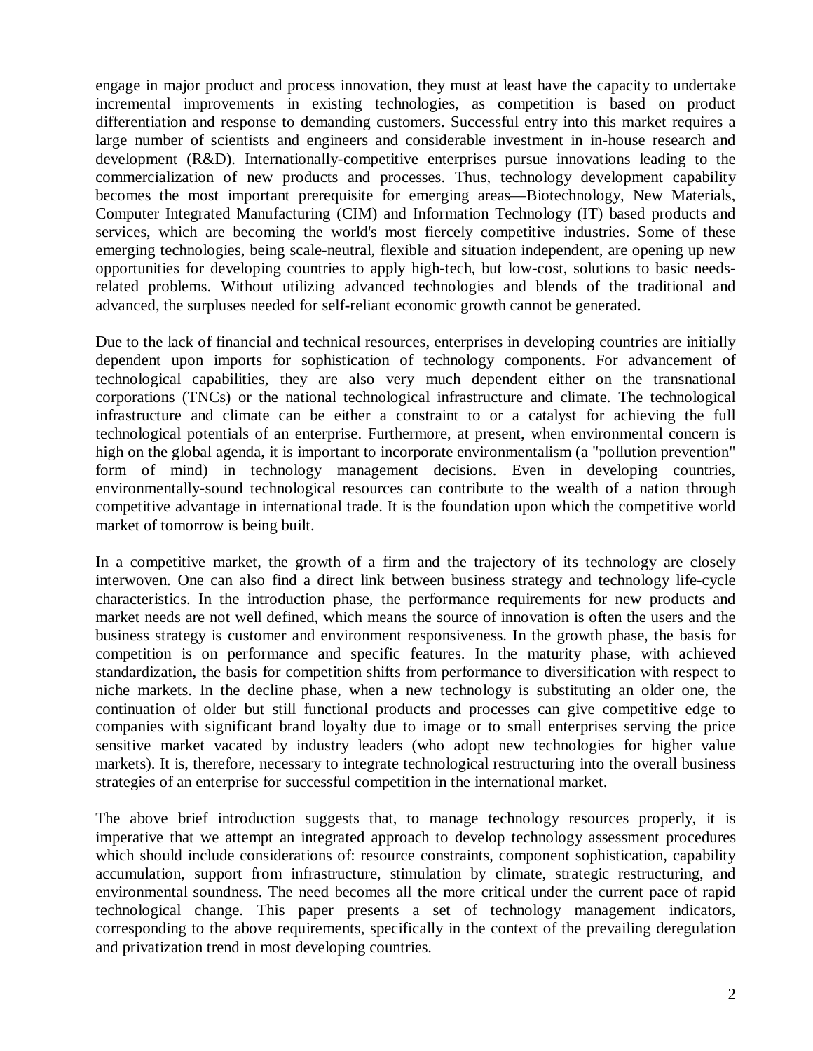engage in major product and process innovation, they must at least have the capacity to undertake incremental improvements in existing technologies, as competition is based on product differentiation and response to demanding customers. Successful entry into this market requires a large number of scientists and engineers and considerable investment in in-house research and development (R&D). Internationally-competitive enterprises pursue innovations leading to the commercialization of new products and processes. Thus, technology development capability becomes the most important prerequisite for emerging areas—Biotechnology, New Materials, Computer Integrated Manufacturing (CIM) and Information Technology (IT) based products and services, which are becoming the world's most fiercely competitive industries. Some of these emerging technologies, being scale-neutral, flexible and situation independent, are opening up new opportunities for developing countries to apply high-tech, but low-cost, solutions to basic needs-related problems. Without utilizing advanced technologies and blends of the traditional and advanced, the surpluses needed for self-reliant economic growth cannot be generated.

Due to the lack of financial and technical resources, enterprises in developing countries are initially dependent upon imports for sophistication of technology components. For advancement of technological capabilities, they are also very much dependent either on the transnational corporations (TNCs) or the national technological infrastructure and climate. The technological infrastructure and climate can be either a constraint to or a catalyst for achieving the full technological potentials of an enterprise. Furthermore, at present, when environmental concern is high on the global agenda, it is important to incorporate environmentalism (a "pollution prevention" form of mind) in technology management decisions. Even in developing countries, environmentally-sound technological resources can contribute to the wealth of a nation through competitive advantage in international trade. It is the foundation upon which the competitive world market of tomorrow is being built.

In a competitive market, the growth of a firm and the trajectory of its technology are closely interwoven. One can also find a direct link between business strategy and technology life-cycle characteristics. In the introduction phase, the performance requirements for new products and market needs are not well defined, which means the source of innovation is often the users and the business strategy is customer and environment responsiveness. In the growth phase, the basis for competition is on performance and specific features. In the maturity phase, with achieved standardization, the basis for competition shifts from performance to diversification with respect to niche markets. In the decline phase, when a new technology is substituting an older one, the continuation of older but still functional products and processes can give competitive edge to companies with significant brand loyalty due to image or to small enterprises serving the price sensitive market vacated by industry leaders (who adopt new technologies for higher value markets). It is, therefore, necessary to integrate technological restructuring into the overall business strategies of an enterprise for successful competition in the international market.

The above brief introduction suggests that, to manage technology resources properly, it is imperative that we attempt an integrated approach to develop technology assessment procedures which should include considerations of: resource constraints, component sophistication, capability accumulation, support from infrastructure, stimulation by climate, strategic restructuring, and environmental soundness. The need becomes all the more critical under the current pace of rapid technological change. This paper presents a set of technology management indicators, corresponding to the above requirements, specifically in the context of the prevailing deregulation and privatization trend in most developing countries.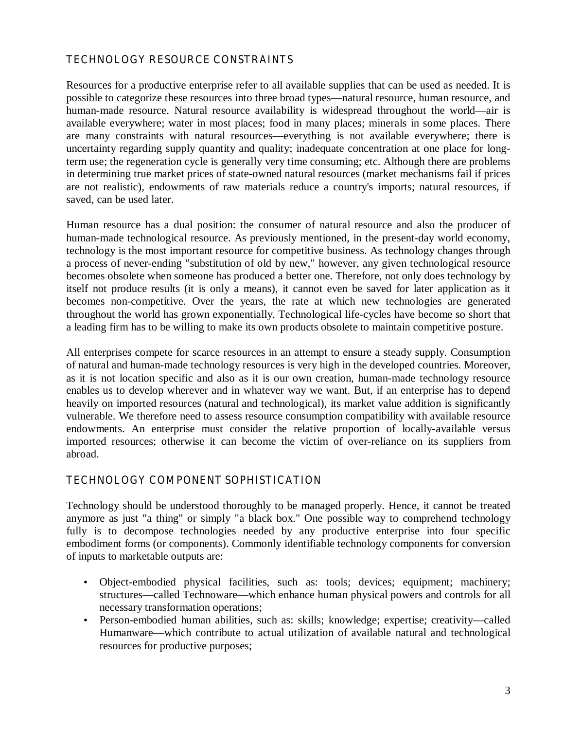## TECHNOLOGY RESOURCE CONSTRAINTS

Resources for a productive enterprise refer to all available supplies that can be used as needed. It is possible to categorize these resources into three broad types—natural resource, human resource, and human-made resource. Natural resource availability is widespread throughout the world—air is available everywhere; water in most places; food in many places; minerals in some places. There are many constraints with natural resources—everything is not available everywhere; there is uncertainty regarding supply quantity and quality; inadequate concentration at one place for long-term use; the regeneration cycle is generally very time consuming; etc. Although there are problems in determining true market prices of state-owned natural resources (market mechanisms fail if prices are not realistic), endowments of raw materials reduce a country's imports; natural resources, if saved, can be used later.

Human resource has a dual position: the consumer of natural resource and also the producer of human-made technological resource. As previously mentioned, in the present-day world economy, technology is the most important resource for competitive business. As technology changes through a process of never-ending "substitution of old by new," however, any given technological resource becomes obsolete when someone has produced a better one. Therefore, not only does technology by itself not produce results (it is only a means), it cannot even be saved for later application as it becomes non-competitive. Over the years, the rate at which new technologies are generated throughout the world has grown exponentially. Technological life-cycles have become so short that a leading firm has to be willing to make its own products obsolete to maintain competitive posture.

All enterprises compete for scarce resources in an attempt to ensure a steady supply. Consumption of natural and human-made technology resources is very high in the developed countries. Moreover, as it is not location specific and also as it is our own creation, human-made technology resource enables us to develop wherever and in whatever way we want. But, if an enterprise has to depend heavily on imported resources (natural and technological), its market value addition is significantly vulnerable. We therefore need to assess resource consumption compatibility with available resource endowments. An enterprise must consider the relative proportion of locally-available versus imported resources; otherwise it can become the victim of over-reliance on its suppliers from abroad.

## TECHNOLOGY COMPONENT SOPHISTICATION

Technology should be understood thoroughly to be managed properly. Hence, it cannot be treated anymore as just "a thing" or simply "a black box." One possible way to comprehend technology fully is to decompose technologies needed by any productive enterprise into four specific embodiment forms (or components). Commonly identifiable technology components for conversion of inputs to marketable outputs are:

- Object-embodied physical facilities, such as: tools; devices; equipment; machinery; structures—called Technoware—which enhance human physical powers and controls for all necessary transformation operations;
- Person-embodied human abilities, such as: skills; knowledge; expertise; creativity—called Humanware—which contribute to actual utilization of available natural and technological resources for productive purposes;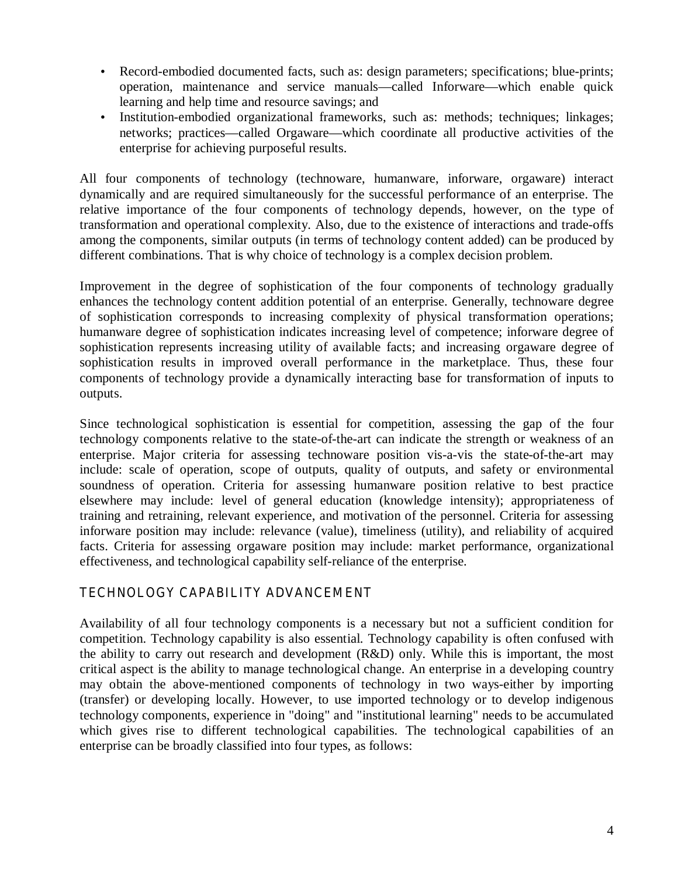- Record-embodied documented facts, such as: design parameters; specifications; blue-prints; operation, maintenance and service manuals—called Inforware—which enable quick learning and help time and resource savings; and
- Institution-embodied organizational frameworks, such as: methods; techniques; linkages; networks; practices—called Orgaware—which coordinate all productive activities of the enterprise for achieving purposeful results.

All four components of technology (technoware, humanware, inforware, orgaware) interact dynamically and are required simultaneously for the successful performance of an enterprise. The relative importance of the four components of technology depends, however, on the type of transformation and operational complexity. Also, due to the existence of interactions and trade-offs among the components, similar outputs (in terms of technology content added) can be produced by different combinations. That is why choice of technology is a complex decision problem.

Improvement in the degree of sophistication of the four components of technology gradually enhances the technology content addition potential of an enterprise. Generally, technoware degree of sophistication corresponds to increasing complexity of physical transformation operations; humanware degree of sophistication indicates increasing level of competence; inforware degree of sophistication represents increasing utility of available facts; and increasing orgaware degree of sophistication results in improved overall performance in the marketplace. Thus, these four components of technology provide a dynamically interacting base for transformation of inputs to outputs.

Since technological sophistication is essential for competition, assessing the gap of the four technology components relative to the state-of-the-art can indicate the strength or weakness of an enterprise. Major criteria for assessing technoware position vis-a-vis the state-of-the-art may include: scale of operation, scope of outputs, quality of outputs, and safety or environmental soundness of operation. Criteria for assessing humanware position relative to best practice elsewhere may include: level of general education (knowledge intensity); appropriateness of training and retraining, relevant experience, and motivation of the personnel. Criteria for assessing inforware position may include: relevance (value), timeliness (utility), and reliability of acquired facts. Criteria for assessing orgaware position may include: market performance, organizational effectiveness, and technological capability self-reliance of the enterprise.

## TECHNOLOGY CAPABILITY ADVANCEMENT

Availability of all four technology components is a necessary but not a sufficient condition for competition. Technology capability is also essential. Technology capability is often confused with the ability to carry out research and development (R&D) only. While this is important, the most critical aspect is the ability to manage technological change. An enterprise in a developing country may obtain the above-mentioned components of technology in two ways-either by importing (transfer) or developing locally. However, to use imported technology or to develop indigenous technology components, experience in "doing" and "institutional learning" needs to be accumulated which gives rise to different technological capabilities. The technological capabilities of an enterprise can be broadly classified into four types, as follows: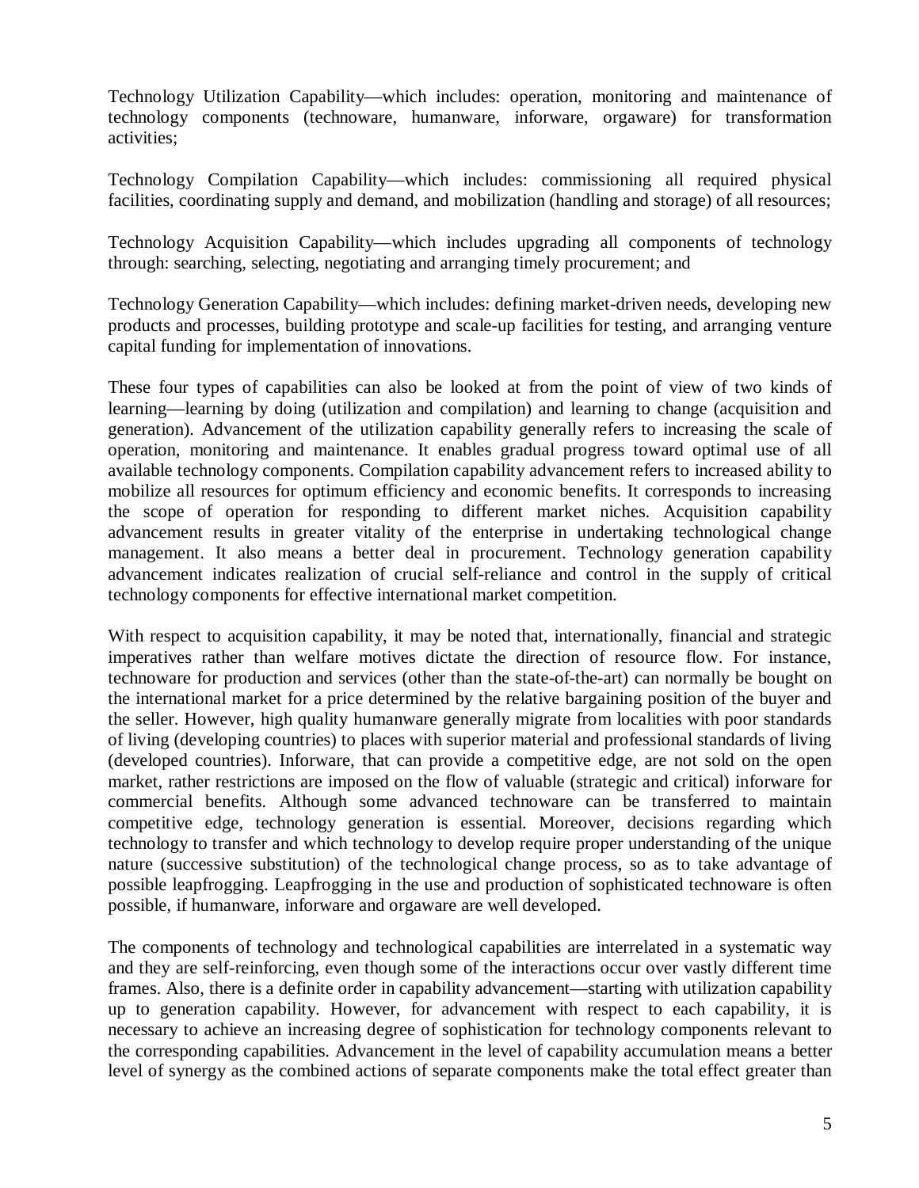Technology Utilization Capability—which includes: operation, monitoring and maintenance of technology components (technoware, humanware, inforware, orgaware) for transformation activities;

Technology Compilation Capability—which includes: commissioning all required physical facilities, coordinating supply and demand, and mobilization (handling and storage) of all resources;

Technology Acquisition Capability—which includes upgrading all components of technology through: searching, selecting, negotiating and arranging timely procurement; and

Technology Generation Capability—which includes: defining market-driven needs, developing new products and processes, building prototype and scale-up facilities for testing, and arranging venture capital funding for implementation of innovations.

These four types of capabilities can also be looked at from the point of view of two kinds of learning—learning by doing (utilization and compilation) and learning to change (acquisition and generation). Advancement of the utilization capability generally refers to increasing the scale of operation, monitoring and maintenance. It enables gradual progress toward optimal use of all available technology components. Compilation capability advancement refers to increased ability to mobilize all resources for optimum efficiency and economic benefits. It corresponds to increasing the scope of operation for responding to different market niches. Acquisition capability advancement results in greater vitality of the enterprise in undertaking technological change management. It also means a better deal in procurement. Technology generation capability advancement indicates realization of crucial self-reliance and control in the supply of critical technology components for effective international market competition.

With respect to acquisition capability, it may be noted that, internationally, financial and strategic imperatives rather than welfare motives dictate the direction of resource flow. For instance, technoware for production and services (other than the state-of-the-art) can normally be bought on the international market for a price determined by the relative bargaining position of the buyer and the seller. However, high quality humanware generally migrate from localities with poor standards of living (developing countries) to places with superior material and professional standards of living (developed countries). Inforware, that can provide a competitive edge, are not sold on the open market, rather restrictions are imposed on the flow of valuable (strategic and critical) inforware for commercial benefits. Although some advanced technoware can be transferred to maintain competitive edge, technology generation is essential. Moreover, decisions regarding which technology to transfer and which technology to develop require proper understanding of the unique nature (successive substitution) of the technological change process, so as to take advantage of possible leapfrogging. Leapfrogging in the use and production of sophisticated technoware is often possible, if humanware, inforware and orgaware are well developed.

The components of technology and technological capabilities are interrelated in a systematic way and they are self-reinforcing, even though some of the interactions occur over vastly different time frames. Also, there is a definite order in capability advancement—starting with utilization capability up to generation capability. However, for advancement with respect to each capability, it is necessary to achieve an increasing degree of sophistication for technology components relevant to the corresponding capabilities. Advancement in the level of capability accumulation means a better level of synergy as the combined actions of separate components make the total effect greater than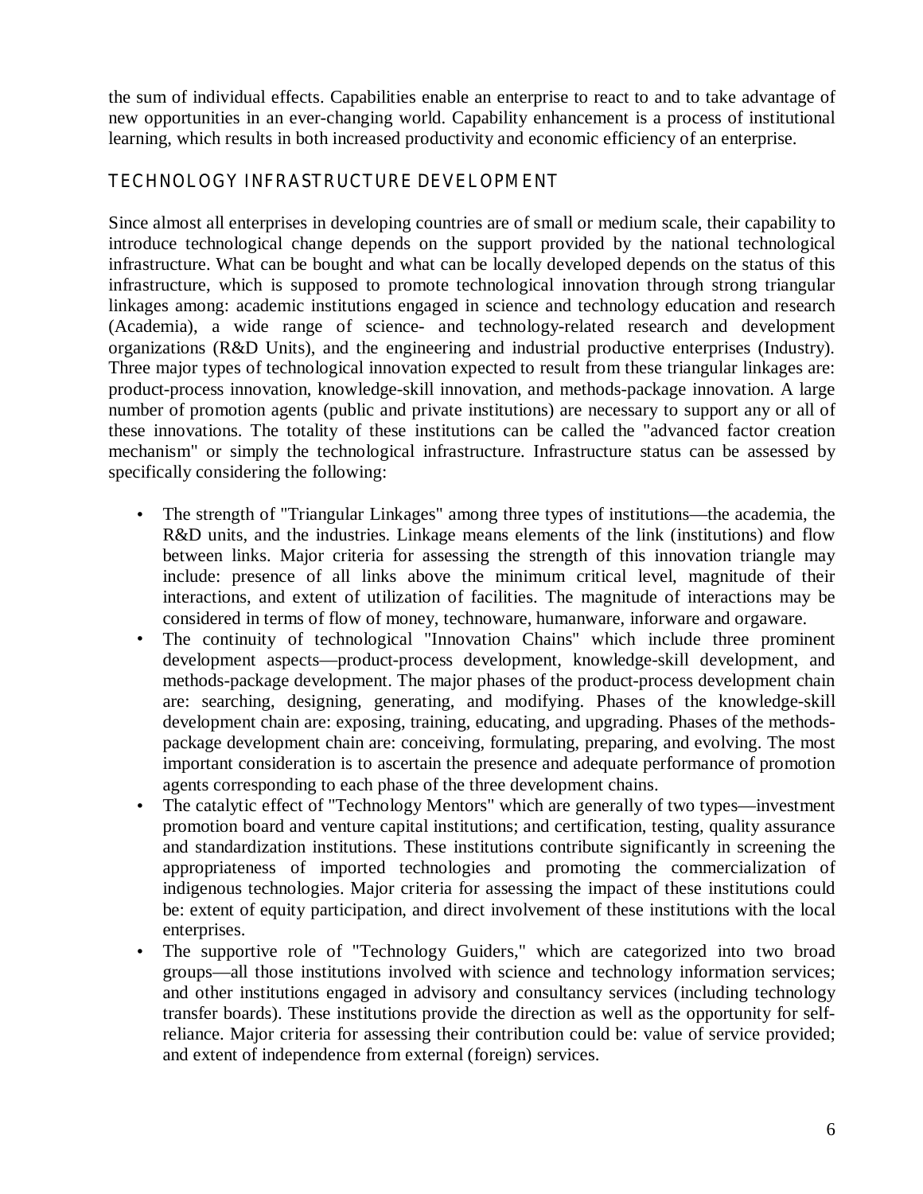the sum of individual effects. Capabilities enable an enterprise to react to and to take advantage of new opportunities in an ever-changing world. Capability enhancement is a process of institutional learning, which results in both increased productivity and economic efficiency of an enterprise.

## TECHNOLOGY INFRASTRUCTURE DEVELOPMENT

Since almost all enterprises in developing countries are of small or medium scale, their capability to introduce technological change depends on the support provided by the national technological infrastructure. What can be bought and what can be locally developed depends on the status of this infrastructure, which is supposed to promote technological innovation through strong triangular linkages among: academic institutions engaged in science and technology education and research (Academia), a wide range of science- and technology-related research and development organizations (R&D Units), and the engineering and industrial productive enterprises (Industry). Three major types of technological innovation expected to result from these triangular linkages are: product-process innovation, knowledge-skill innovation, and methods-package innovation. A large number of promotion agents (public and private institutions) are necessary to support any or all of these innovations. The totality of these institutions can be called the "advanced factor creation mechanism" or simply the technological infrastructure. Infrastructure status can be assessed by specifically considering the following:

- The strength of "Triangular Linkages" among three types of institutions—the academia, the R&D units, and the industries. Linkage means elements of the link (institutions) and flow between links. Major criteria for assessing the strength of this innovation triangle may include: presence of all links above the minimum critical level, magnitude of their interactions, and extent of utilization of facilities. The magnitude of interactions may be considered in terms of flow of money, technoware, humanware, inforware and orgaware.
- The continuity of technological "Innovation Chains" which include three prominent development aspects—product-process development, knowledge-skill development, and methods-package development. The major phases of the product-process development chain are: searching, designing, generating, and modifying. Phases of the knowledge-skill development chain are: exposing, training, educating, and upgrading. Phases of the methods-package development chain are: conceiving, formulating, preparing, and evolving. The most important consideration is to ascertain the presence and adequate performance of promotion agents corresponding to each phase of the three development chains.
- The catalytic effect of "Technology Mentors" which are generally of two types—investment promotion board and venture capital institutions; and certification, testing, quality assurance and standardization institutions. These institutions contribute significantly in screening the appropriateness of imported technologies and promoting the commercialization of indigenous technologies. Major criteria for assessing the impact of these institutions could be: extent of equity participation, and direct involvement of these institutions with the local enterprises.
- The supportive role of "Technology Guiders," which are categorized into two broad groups—all those institutions involved with science and technology information services; and other institutions engaged in advisory and consultancy services (including technology transfer boards). These institutions provide the direction as well as the opportunity for self-reliance. Major criteria for assessing their contribution could be: value of service provided; and extent of independence from external (foreign) services.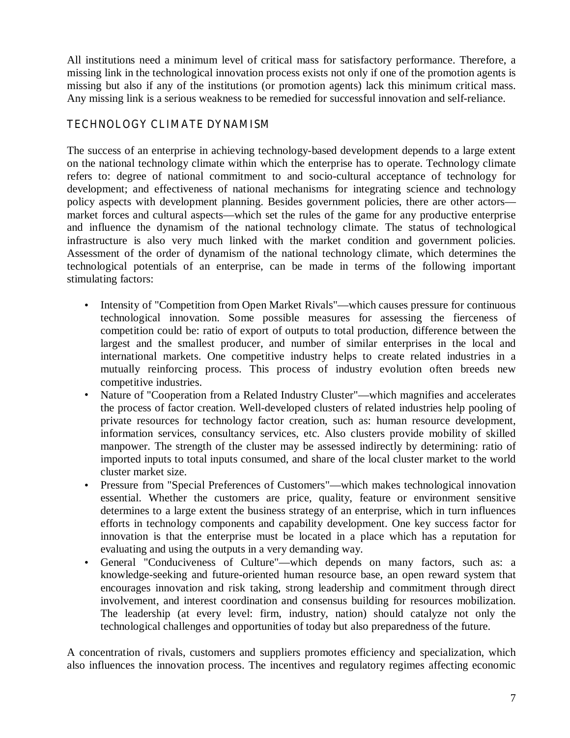All institutions need a minimum level of critical mass for satisfactory performance. Therefore, a missing link in the technological innovation process exists not only if one of the promotion agents is missing but also if any of the institutions (or promotion agents) lack this minimum critical mass. Any missing link is a serious weakness to be remedied for successful innovation and self-reliance.

## TECHNOLOGY CLIMATE DYNAMISM

The success of an enterprise in achieving technology-based development depends to a large extent on the national technology climate within which the enterprise has to operate. Technology climate refers to: degree of national commitment to and socio-cultural acceptance of technology for development; and effectiveness of national mechanisms for integrating science and technology policy aspects with development planning. Besides government policies, there are other actors—market forces and cultural aspects—which set the rules of the game for any productive enterprise and influence the dynamism of the national technology climate. The status of technological infrastructure is also very much linked with the market condition and government policies. Assessment of the order of dynamism of the national technology climate, which determines the technological potentials of an enterprise, can be made in terms of the following important stimulating factors:

- Intensity of "Competition from Open Market Rivals"—which causes pressure for continuous technological innovation. Some possible measures for assessing the fierceness of competition could be: ratio of export of outputs to total production, difference between the largest and the smallest producer, and number of similar enterprises in the local and international markets. One competitive industry helps to create related industries in a mutually reinforcing process. This process of industry evolution often breeds new competitive industries.
- Nature of "Cooperation from a Related Industry Cluster"—which magnifies and accelerates the process of factor creation. Well-developed clusters of related industries help pooling of private resources for technology factor creation, such as: human resource development, information services, consultancy services, etc. Also clusters provide mobility of skilled manpower. The strength of the cluster may be assessed indirectly by determining: ratio of imported inputs to total inputs consumed, and share of the local cluster market to the world cluster market size.
- Pressure from "Special Preferences of Customers"—which makes technological innovation essential. Whether the customers are price, quality, feature or environment sensitive determines to a large extent the business strategy of an enterprise, which in turn influences efforts in technology components and capability development. One key success factor for innovation is that the enterprise must be located in a place which has a reputation for evaluating and using the outputs in a very demanding way.
- General "Conduciveness of Culture"—which depends on many factors, such as: a knowledge-seeking and future-oriented human resource base, an open reward system that encourages innovation and risk taking, strong leadership and commitment through direct involvement, and interest coordination and consensus building for resources mobilization. The leadership (at every level: firm, industry, nation) should catalyze not only the technological challenges and opportunities of today but also preparedness of the future.

A concentration of rivals, customers and suppliers promotes efficiency and specialization, which also influences the innovation process. The incentives and regulatory regimes affecting economic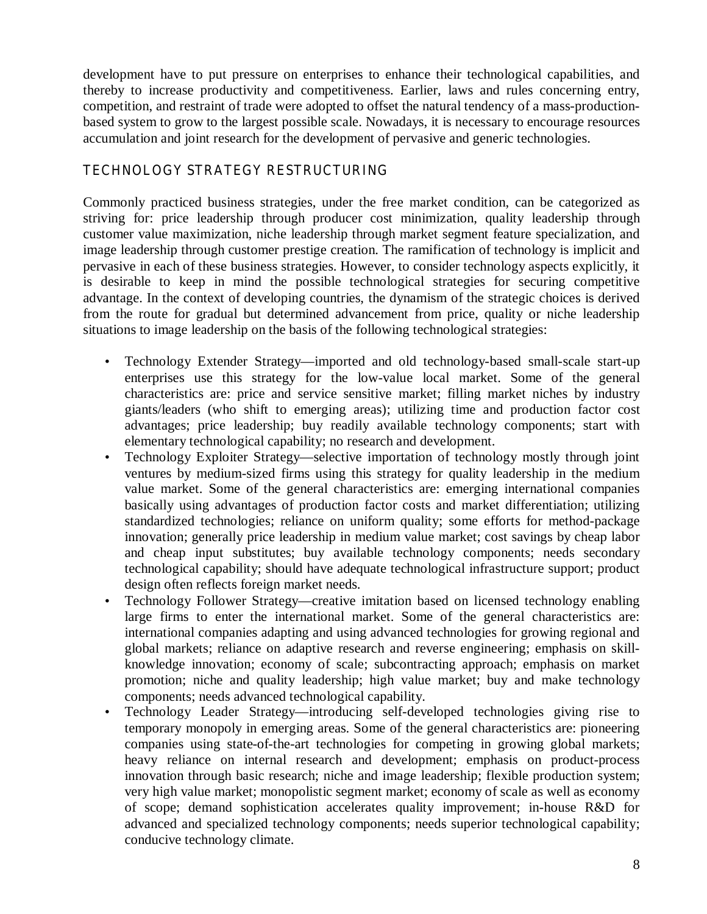development have to put pressure on enterprises to enhance their technological capabilities, and thereby to increase productivity and competitiveness. Earlier, laws and rules concerning entry, competition, and restraint of trade were adopted to offset the natural tendency of a mass-production-based system to grow to the largest possible scale. Nowadays, it is necessary to encourage resources accumulation and joint research for the development of pervasive and generic technologies.

## TECHNOLOGY STRATEGY RESTRUCTURING

Commonly practiced business strategies, under the free market condition, can be categorized as striving for: price leadership through producer cost minimization, quality leadership through customer value maximization, niche leadership through market segment feature specialization, and image leadership through customer prestige creation. The ramification of technology is implicit and pervasive in each of these business strategies. However, to consider technology aspects explicitly, it is desirable to keep in mind the possible technological strategies for securing competitive advantage. In the context of developing countries, the dynamism of the strategic choices is derived from the route for gradual but determined advancement from price, quality or niche leadership situations to image leadership on the basis of the following technological strategies:

- Technology Extender Strategy—imported and old technology-based small-scale start-up enterprises use this strategy for the low-value local market. Some of the general characteristics are: price and service sensitive market; filling market niches by industry giants/leaders (who shift to emerging areas); utilizing time and production factor cost advantages; price leadership; buy readily available technology components; start with elementary technological capability; no research and development.
- Technology Exploiter Strategy—selective importation of technology mostly through joint ventures by medium-sized firms using this strategy for quality leadership in the medium value market. Some of the general characteristics are: emerging international companies basically using advantages of production factor costs and market differentiation; utilizing standardized technologies; reliance on uniform quality; some efforts for method-package innovation; generally price leadership in medium value market; cost savings by cheap labor and cheap input substitutes; buy available technology components; needs secondary technological capability; should have adequate technological infrastructure support; product design often reflects foreign market needs.
- Technology Follower Strategy—creative imitation based on licensed technology enabling large firms to enter the international market. Some of the general characteristics are: international companies adapting and using advanced technologies for growing regional and global markets; reliance on adaptive research and reverse engineering; emphasis on skill-knowledge innovation; economy of scale; subcontracting approach; emphasis on market promotion; niche and quality leadership; high value market; buy and make technology components; needs advanced technological capability.
- Technology Leader Strategy—introducing self-developed technologies giving rise to temporary monopoly in emerging areas. Some of the general characteristics are: pioneering companies using state-of-the-art technologies for competing in growing global markets; heavy reliance on internal research and development; emphasis on product-process innovation through basic research; niche and image leadership; flexible production system; very high value market; monopolistic segment market; economy of scale as well as economy of scope; demand sophistication accelerates quality improvement; in-house R&D for advanced and specialized technology components; needs superior technological capability; conducive technology climate.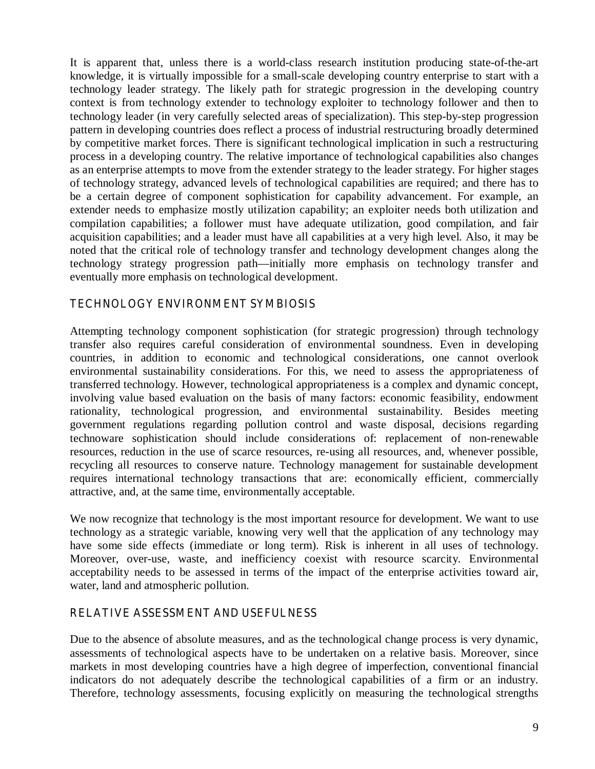It is apparent that, unless there is a world-class research institution producing state-of-the-art knowledge, it is virtually impossible for a small-scale developing country enterprise to start with a technology leader strategy. The likely path for strategic progression in the developing country context is from technology extender to technology exploiter to technology follower and then to technology leader (in very carefully selected areas of specialization). This step-by-step progression pattern in developing countries does reflect a process of industrial restructuring broadly determined by competitive market forces. There is significant technological implication in such a restructuring process in a developing country. The relative importance of technological capabilities also changes as an enterprise attempts to move from the extender strategy to the leader strategy. For higher stages of technology strategy, advanced levels of technological capabilities are required; and there has to be a certain degree of component sophistication for capability advancement. For example, an extender needs to emphasize mostly utilization capability; an exploiter needs both utilization and compilation capabilities; a follower must have adequate utilization, good compilation, and fair acquisition capabilities; and a leader must have all capabilities at a very high level. Also, it may be noted that the critical role of technology transfer and technology development changes along the technology strategy progression path—initially more emphasis on technology transfer and eventually more emphasis on technological development.

## TECHNOLOGY ENVIRONMENT SYMBIOSIS

Attempting technology component sophistication (for strategic progression) through technology transfer also requires careful consideration of environmental soundness. Even in developing countries, in addition to economic and technological considerations, one cannot overlook environmental sustainability considerations. For this, we need to assess the appropriateness of transferred technology. However, technological appropriateness is a complex and dynamic concept, involving value based evaluation on the basis of many factors: economic feasibility, endowment rationality, technological progression, and environmental sustainability. Besides meeting government regulations regarding pollution control and waste disposal, decisions regarding technoware sophistication should include considerations of: replacement of non-renewable resources, reduction in the use of scarce resources, re-using all resources, and, whenever possible, recycling all resources to conserve nature. Technology management for sustainable development requires international technology transactions that are: economically efficient, commercially attractive, and, at the same time, environmentally acceptable.

We now recognize that technology is the most important resource for development. We want to use technology as a strategic variable, knowing very well that the application of any technology may have some side effects (immediate or long term). Risk is inherent in all uses of technology. Moreover, over-use, waste, and inefficiency coexist with resource scarcity. Environmental acceptability needs to be assessed in terms of the impact of the enterprise activities toward air, water, land and atmospheric pollution.

## RELATIVE ASSESSMENT AND USEFULNESS

Due to the absence of absolute measures, and as the technological change process is very dynamic, assessments of technological aspects have to be undertaken on a relative basis. Moreover, since markets in most developing countries have a high degree of imperfection, conventional financial indicators do not adequately describe the technological capabilities of a firm or an industry. Therefore, technology assessments, focusing explicitly on measuring the technological strengths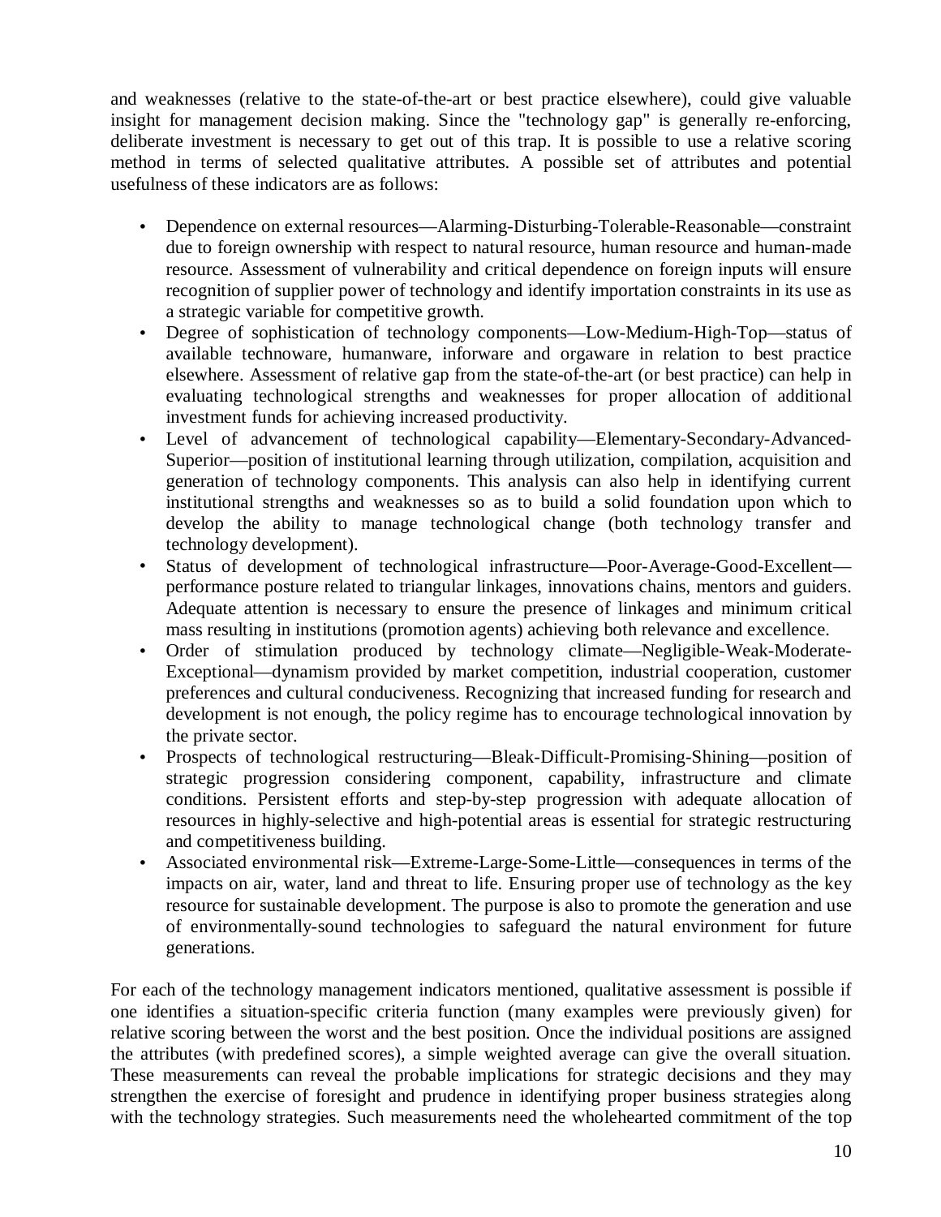and weaknesses (relative to the state-of-the-art or best practice elsewhere), could give valuable insight for management decision making. Since the "technology gap" is generally re-enforcing, deliberate investment is necessary to get out of this trap. It is possible to use a relative scoring method in terms of selected qualitative attributes. A possible set of attributes and potential usefulness of these indicators are as follows:

- Dependence on external resources—Alarming-Disturbing-Tolerable-Reasonable—constraint due to foreign ownership with respect to natural resource, human resource and human-made resource. Assessment of vulnerability and critical dependence on foreign inputs will ensure recognition of supplier power of technology and identify importation constraints in its use as a strategic variable for competitive growth.
- Degree of sophistication of technology components—Low-Medium-High-Top—status of available technoware, humanware, inforware and orgaware in relation to best practice elsewhere. Assessment of relative gap from the state-of-the-art (or best practice) can help in evaluating technological strengths and weaknesses for proper allocation of additional investment funds for achieving increased productivity.
- Level of advancement of technological capability—Elementary-Secondary-Advanced-Superior—position of institutional learning through utilization, compilation, acquisition and generation of technology components. This analysis can also help in identifying current institutional strengths and weaknesses so as to build a solid foundation upon which to develop the ability to manage technological change (both technology transfer and technology development).
- Status of development of technological infrastructure—Poor-Average-Good-Excellent—performance posture related to triangular linkages, innovations chains, mentors and guiders. Adequate attention is necessary to ensure the presence of linkages and minimum critical mass resulting in institutions (promotion agents) achieving both relevance and excellence.
- Order of stimulation produced by technology climate—Negligible-Weak-Moderate-Exceptional—dynamism provided by market competition, industrial cooperation, customer preferences and cultural conduciveness. Recognizing that increased funding for research and development is not enough, the policy regime has to encourage technological innovation by the private sector.
- Prospects of technological restructuring—Bleak-Difficult-Promising-Shining—position of strategic progression considering component, capability, infrastructure and climate conditions. Persistent efforts and step-by-step progression with adequate allocation of resources in highly-selective and high-potential areas is essential for strategic restructuring and competitiveness building.
- Associated environmental risk—Extreme-Large-Some-Little—consequences in terms of the impacts on air, water, land and threat to life. Ensuring proper use of technology as the key resource for sustainable development. The purpose is also to promote the generation and use of environmentally-sound technologies to safeguard the natural environment for future generations.

For each of the technology management indicators mentioned, qualitative assessment is possible if one identifies a situation-specific criteria function (many examples were previously given) for relative scoring between the worst and the best position. Once the individual positions are assigned the attributes (with predefined scores), a simple weighted average can give the overall situation. These measurements can reveal the probable implications for strategic decisions and they may strengthen the exercise of foresight and prudence in identifying proper business strategies along with the technology strategies. Such measurements need the wholehearted commitment of the top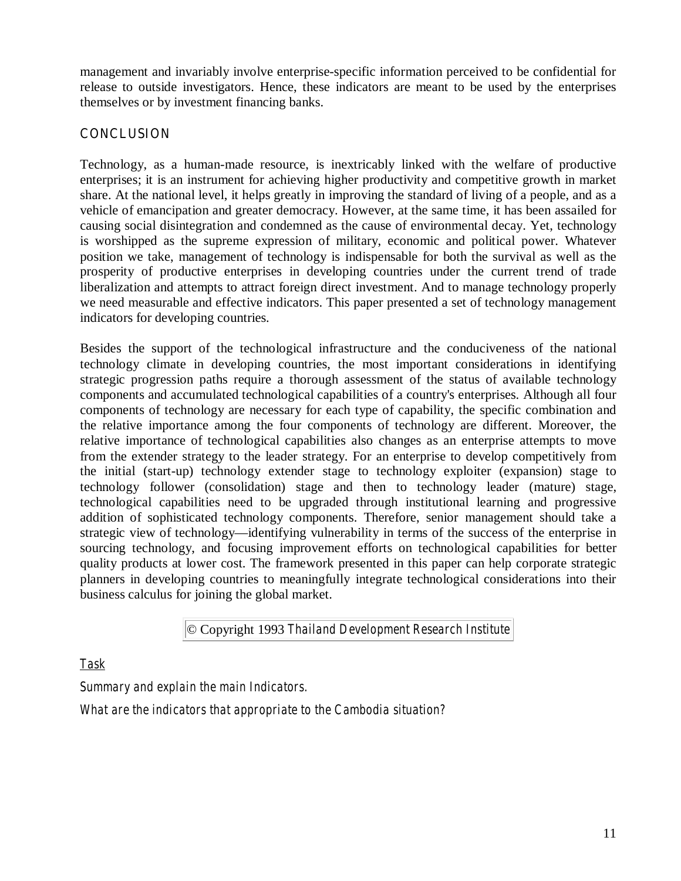management and invariably involve enterprise-specific information perceived to be confidential for release to outside investigators. Hence, these indicators are meant to be used by the enterprises themselves or by investment financing banks.

## CONCLUSION

Technology, as a human-made resource, is inextricably linked with the welfare of productive enterprises; it is an instrument for achieving higher productivity and competitive growth in market share. At the national level, it helps greatly in improving the standard of living of a people, and as a vehicle of emancipation and greater democracy. However, at the same time, it has been assailed for causing social disintegration and condemned as the cause of environmental decay. Yet, technology is worshipped as the supreme expression of military, economic and political power. Whatever position we take, management of technology is indispensable for both the survival as well as the prosperity of productive enterprises in developing countries under the current trend of trade liberalization and attempts to attract foreign direct investment. And to manage technology properly we need measurable and effective indicators. This paper presented a set of technology management indicators for developing countries.

Besides the support of the technological infrastructure and the conduciveness of the national technology climate in developing countries, the most important considerations in identifying strategic progression paths require a thorough assessment of the status of available technology components and accumulated technological capabilities of a country's enterprises. Although all four components of technology are necessary for each type of capability, the specific combination and the relative importance among the four components of technology are different. Moreover, the relative importance of technological capabilities also changes as an enterprise attempts to move from the extender strategy to the leader strategy. For an enterprise to develop competitively from the initial (start-up) technology extender stage to technology exploiter (expansion) stage to technology follower (consolidation) stage and then to technology leader (mature) stage, technological capabilities need to be upgraded through institutional learning and progressive addition of sophisticated technology components. Therefore, senior management should take a strategic view of technology—identifying vulnerability in terms of the success of the enterprise in sourcing technology, and focusing improvement efforts on technological capabilities for better quality products at lower cost. The framework presented in this paper can help corporate strategic planners in developing countries to meaningfully integrate technological considerations into their business calculus for joining the global market.

© Copyright 1993 Thailand Development Research Institute

Task

Summary and explain the main Indicators.

What are the indicators that appropriate to the Cambodia situation?